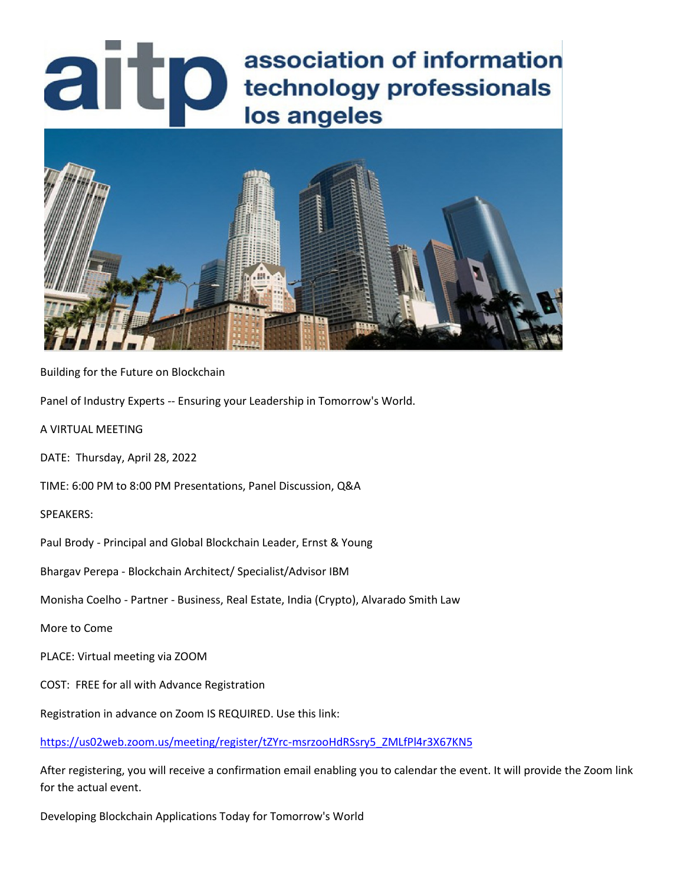aitp association of information technology professionals los angeles

Building for the Future on Blockchain

Panel of Industry Experts -- Ensuring your Leadership in Tomorrow's World.

A VIRTUAL MEETING

DATE: Thursday, April 28, 2022

TIME: 6:00 PM to 8:00 PM Presentations, Panel Discussion, Q&A

SPEAKERS:

Paul Brody - Principal and Global Blockchain Leader, Ernst & Young

Bhargav Perepa - Blockchain Architect/ Specialist/Advisor IBM

Monisha Coelho - Partner - Business, Real Estate, India (Crypto), Alvarado Smith Law

More to Come

PLACE: Virtual meeting via ZOOM

COST: FREE for all with Advance Registration

Registration in advance on Zoom IS REQUIRED. Use this link:

https://us02web.zoom.us/meeting/register/tZYrc-msrzooHdRSsry5_ZMLfPl4r3X67KN5

After registering, you will receive a confirmation email enabling you to calendar the event. It will provide the Zoom link for the actual event.

Developing Blockchain Applications Today for Tomorrow's World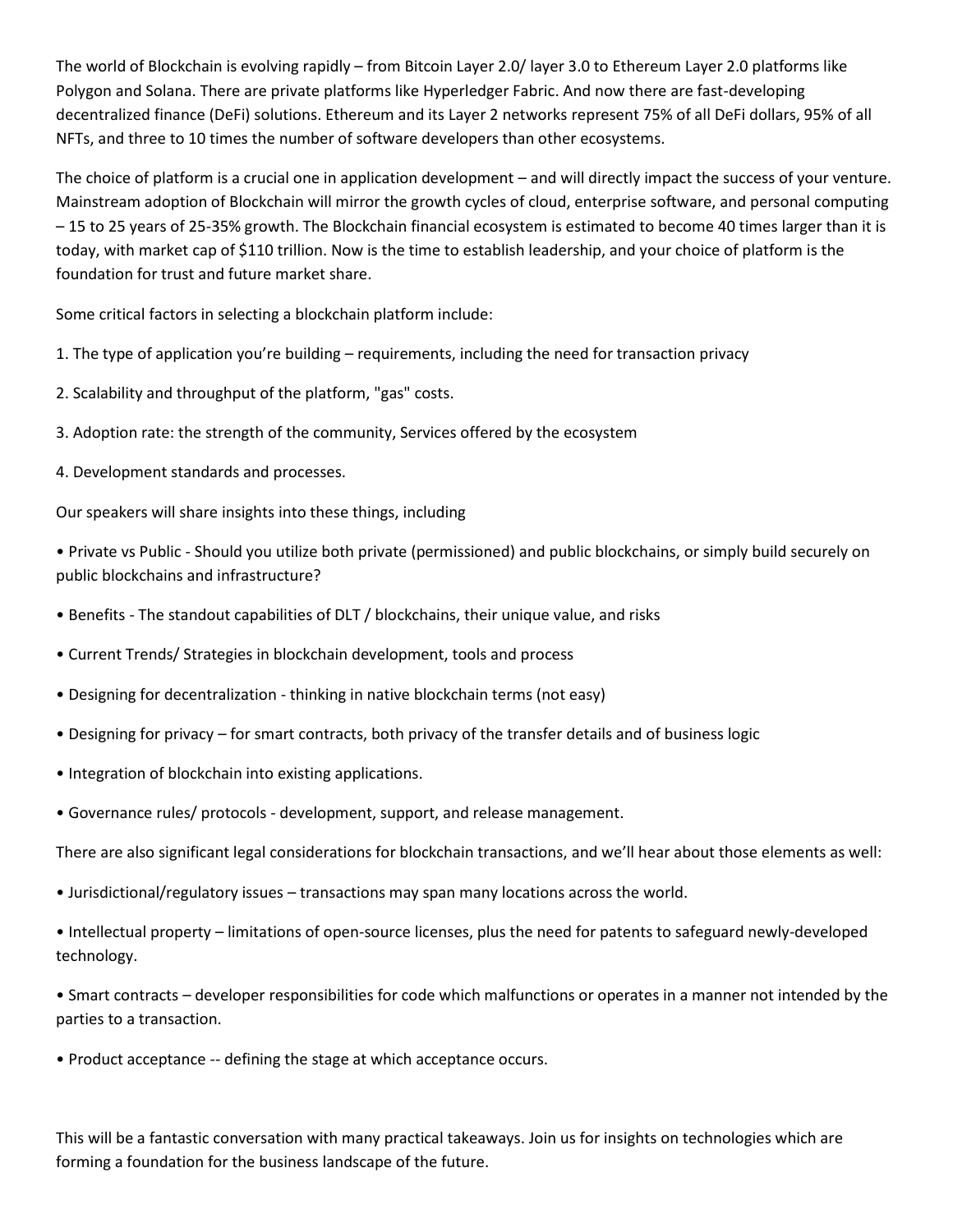The world of Blockchain is evolving rapidly – from Bitcoin Layer 2.0/ layer 3.0 to Ethereum Layer 2.0 platforms like Polygon and Solana. There are private platforms like Hyperledger Fabric. And now there are fast-developing decentralized finance (DeFi) solutions. Ethereum and its Layer 2 networks represent 75% of all DeFi dollars, 95% of all NFTs, and three to 10 times the number of software developers than other ecosystems.

The choice of platform is a crucial one in application development – and will directly impact the success of your venture. Mainstream adoption of Blockchain will mirror the growth cycles of cloud, enterprise software, and personal computing – 15 to 25 years of 25-35% growth. The Blockchain financial ecosystem is estimated to become 40 times larger than it is today, with market cap of $110 trillion. Now is the time to establish leadership, and your choice of platform is the foundation for trust and future market share.

Some critical factors in selecting a blockchain platform include:

1. The type of application you're building – requirements, including the need for transaction privacy

2. Scalability and throughput of the platform, "gas" costs.

3. Adoption rate: the strength of the community, Services offered by the ecosystem

4. Development standards and processes.

Our speakers will share insights into these things, including

- Private vs Public - Should you utilize both private (permissioned) and public blockchains, or simply build securely on public blockchains and infrastructure?

- Benefits - The standout capabilities of DLT / blockchains, their unique value, and risks

- Current Trends/ Strategies in blockchain development, tools and process

- Designing for decentralization - thinking in native blockchain terms (not easy)

- Designing for privacy – for smart contracts, both privacy of the transfer details and of business logic

- Integration of blockchain into existing applications.

- Governance rules/ protocols - development, support, and release management.

There are also significant legal considerations for blockchain transactions, and we'll hear about those elements as well:

- Jurisdictional/regulatory issues – transactions may span many locations across the world.

- Intellectual property – limitations of open-source licenses, plus the need for patents to safeguard newly-developed technology.

- Smart contracts – developer responsibilities for code which malfunctions or operates in a manner not intended by the parties to a transaction.

- Product acceptance -- defining the stage at which acceptance occurs.

This will be a fantastic conversation with many practical takeaways. Join us for insights on technologies which are forming a foundation for the business landscape of the future.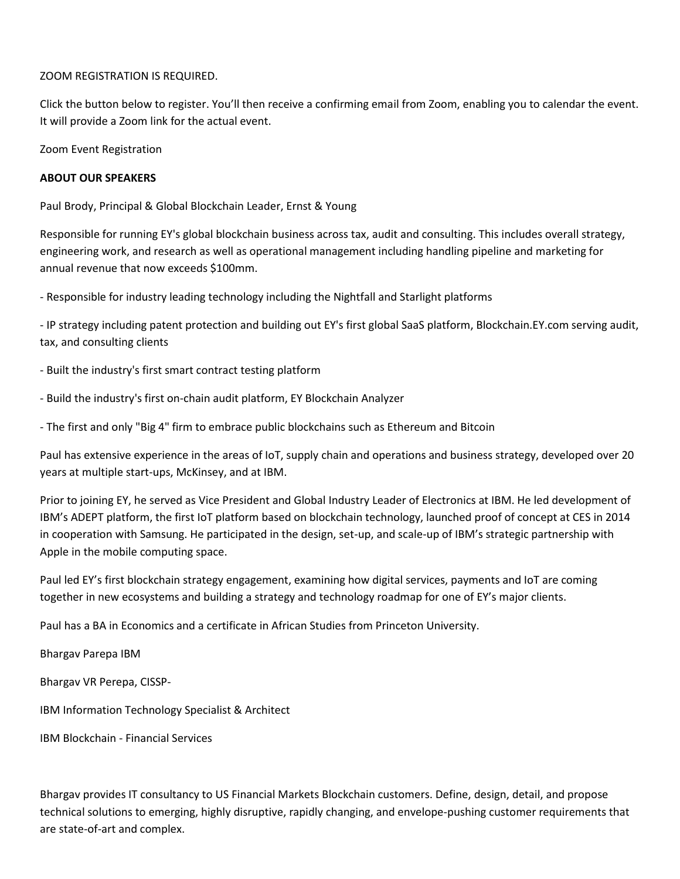ZOOM REGISTRATION IS REQUIRED.

Click the button below to register. You'll then receive a confirming email from Zoom, enabling you to calendar the event. It will provide a Zoom link for the actual event.

Zoom Event Registration

**ABOUT OUR SPEAKERS**

Paul Brody, Principal & Global Blockchain Leader, Ernst & Young

Responsible for running EY's global blockchain business across tax, audit and consulting. This includes overall strategy, engineering work, and research as well as operational management including handling pipeline and marketing for annual revenue that now exceeds $100mm.

- Responsible for industry leading technology including the Nightfall and Starlight platforms
- IP strategy including patent protection and building out EY's first global SaaS platform, Blockchain.EY.com serving audit, tax, and consulting clients
- Built the industry's first smart contract testing platform
- Build the industry's first on-chain audit platform, EY Blockchain Analyzer
- The first and only "Big 4" firm to embrace public blockchains such as Ethereum and Bitcoin

Paul has extensive experience in the areas of IoT, supply chain and operations and business strategy, developed over 20 years at multiple start-ups, McKinsey, and at IBM.

Prior to joining EY, he served as Vice President and Global Industry Leader of Electronics at IBM. He led development of IBM's ADEPT platform, the first IoT platform based on blockchain technology, launched proof of concept at CES in 2014 in cooperation with Samsung. He participated in the design, set-up, and scale-up of IBM's strategic partnership with Apple in the mobile computing space.

Paul led EY's first blockchain strategy engagement, examining how digital services, payments and IoT are coming together in new ecosystems and building a strategy and technology roadmap for one of EY's major clients.

Paul has a BA in Economics and a certificate in African Studies from Princeton University.

Bhargav Parepa IBM

Bhargav VR Perepa, CISSP-

IBM Information Technology Specialist & Architect

IBM Blockchain - Financial Services

Bhargav provides IT consultancy to US Financial Markets Blockchain customers. Define, design, detail, and propose technical solutions to emerging, highly disruptive, rapidly changing, and envelope-pushing customer requirements that are state-of-art and complex.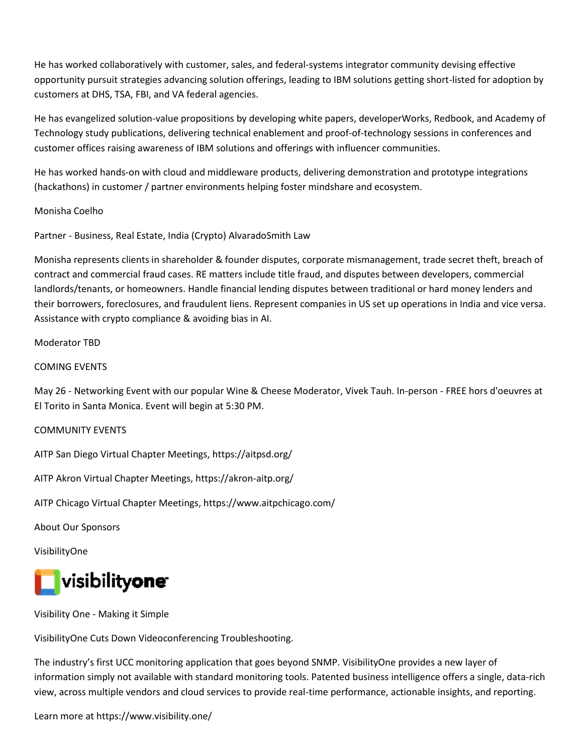He has worked collaboratively with customer, sales, and federal-systems integrator community devising effective opportunity pursuit strategies advancing solution offerings, leading to IBM solutions getting short-listed for adoption by customers at DHS, TSA, FBI, and VA federal agencies.

He has evangelized solution-value propositions by developing white papers, developerWorks, Redbook, and Academy of Technology study publications, delivering technical enablement and proof-of-technology sessions in conferences and customer offices raising awareness of IBM solutions and offerings with influencer communities.

He has worked hands-on with cloud and middleware products, delivering demonstration and prototype integrations (hackathons) in customer / partner environments helping foster mindshare and ecosystem.

Monisha Coelho

Partner - Business, Real Estate, India (Crypto) AlvaradoSmith Law

Monisha represents clients in shareholder & founder disputes, corporate mismanagement, trade secret theft, breach of contract and commercial fraud cases. RE matters include title fraud, and disputes between developers, commercial landlords/tenants, or homeowners. Handle financial lending disputes between traditional or hard money lenders and their borrowers, foreclosures, and fraudulent liens. Represent companies in US set up operations in India and vice versa. Assistance with crypto compliance & avoiding bias in AI.

Moderator TBD

COMING EVENTS

May 26 - Networking Event with our popular Wine & Cheese Moderator, Vivek Tauh. In-person - FREE hors d'oeuvres at El Torito in Santa Monica. Event will begin at 5:30 PM.

COMMUNITY EVENTS

AITP San Diego Virtual Chapter Meetings, https://aitpsd.org/

AITP Akron Virtual Chapter Meetings, https://akron-aitp.org/

AITP Chicago Virtual Chapter Meetings, https://www.aitpchicago.com/

About Our Sponsors

VisibilityOne

visibilityone

Visibility One - Making it Simple

VisibilityOne Cuts Down Videoconferencing Troubleshooting.

The industry's first UCC monitoring application that goes beyond SNMP. VisibilityOne provides a new layer of information simply not available with standard monitoring tools. Patented business intelligence offers a single, data-rich view, across multiple vendors and cloud services to provide real-time performance, actionable insights, and reporting.

Learn more at https://www.visibility.one/